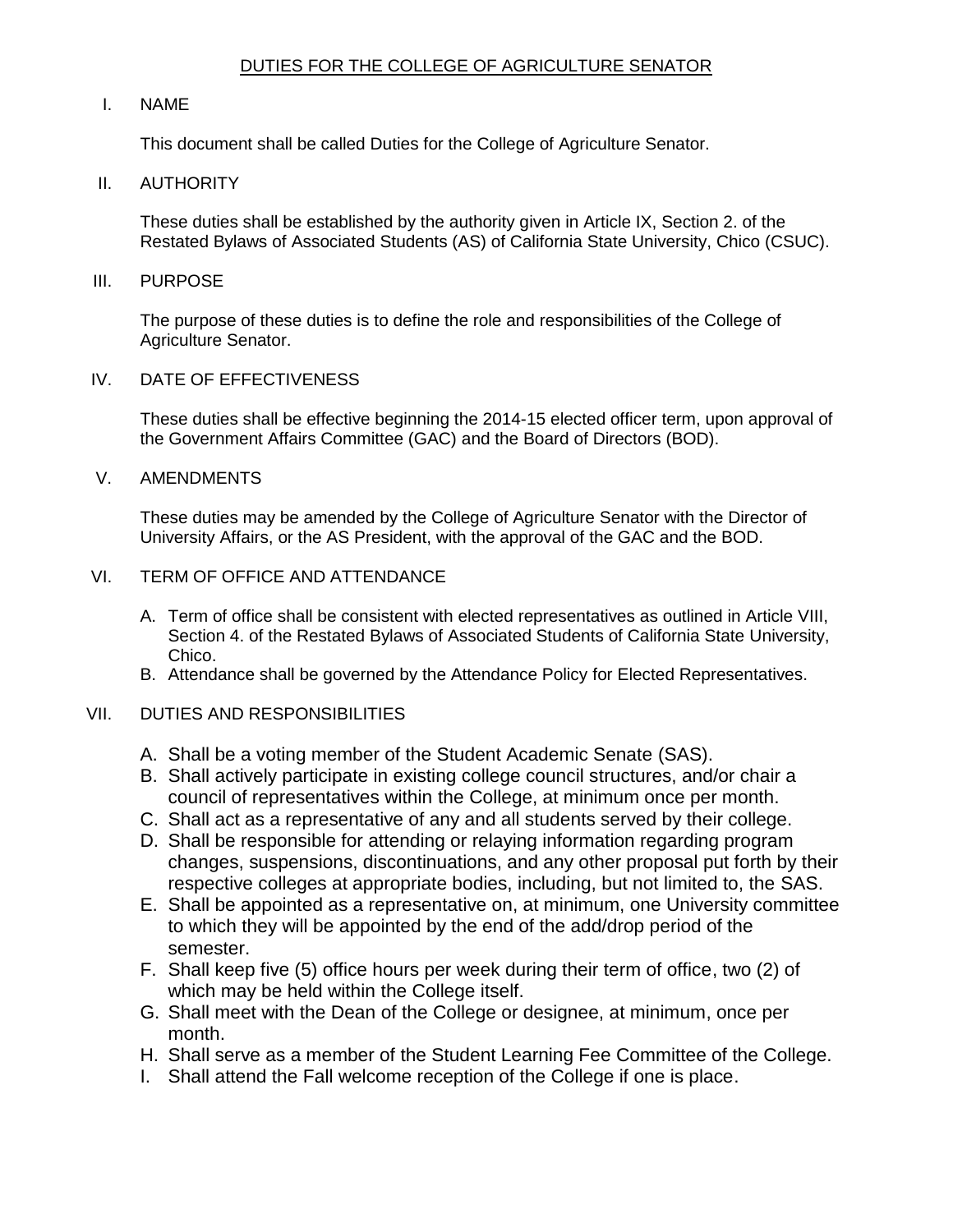# DUTIES FOR THE COLLEGE OF AGRICULTURE SENATOR

## I. NAME

This document shall be called Duties for the College of Agriculture Senator.

## II. AUTHORITY

These duties shall be established by the authority given in Article IX, Section 2. of the Restated Bylaws of Associated Students (AS) of California State University, Chico (CSUC).

## III. PURPOSE

The purpose of these duties is to define the role and responsibilities of the College of Agriculture Senator.

## IV. DATE OF EFFECTIVENESS

These duties shall be effective beginning the 2014-15 elected officer term, upon approval of the Government Affairs Committee (GAC) and the Board of Directors (BOD).

## V. AMENDMENTS

These duties may be amended by the College of Agriculture Senator with the Director of University Affairs, or the AS President, with the approval of the GAC and the BOD.

## VI. TERM OF OFFICE AND ATTENDANCE

A. Term of office shall be consistent with elected representatives as outlined in Article VIII, Section 4. of the Restated Bylaws of Associated Students of California State University, Chico.

B. Attendance shall be governed by the Attendance Policy for Elected Representatives.

## VII. DUTIES AND RESPONSIBILITIES

A. Shall be a voting member of the Student Academic Senate (SAS).

B. Shall actively participate in existing college council structures, and/or chair a council of representatives within the College, at minimum once per month.

C. Shall act as a representative of any and all students served by their college.

D. Shall be responsible for attending or relaying information regarding program changes, suspensions, discontinuations, and any other proposal put forth by their respective colleges at appropriate bodies, including, but not limited to, the SAS.

E. Shall be appointed as a representative on, at minimum, one University committee to which they will be appointed by the end of the add/drop period of the semester.

F. Shall keep five (5) office hours per week during their term of office, two (2) of which may be held within the College itself.

G. Shall meet with the Dean of the College or designee, at minimum, once per month.

H. Shall serve as a member of the Student Learning Fee Committee of the College.

I. Shall attend the Fall welcome reception of the College if one is place.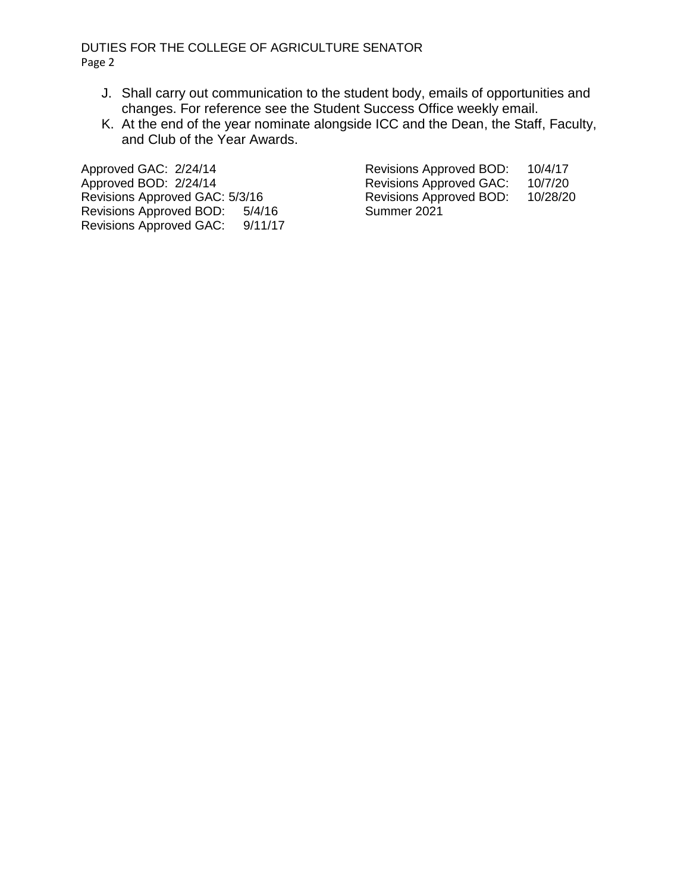J. Shall carry out communication to the student body, emails of opportunities and changes. For reference see the Student Success Office weekly email.
K. At the end of the year nominate alongside ICC and the Dean, the Staff, Faculty, and Club of the Year Awards.

Approved GAC: 2/24/14
Approved BOD: 2/24/14
Revisions Approved GAC: 5/3/16
Revisions Approved BOD: 5/4/16
Revisions Approved GAC: 9/11/17
Revisions Approved BOD: 10/4/17
Revisions Approved GAC: 10/7/20
Revisions Approved BOD: 10/28/20
Summer 2021